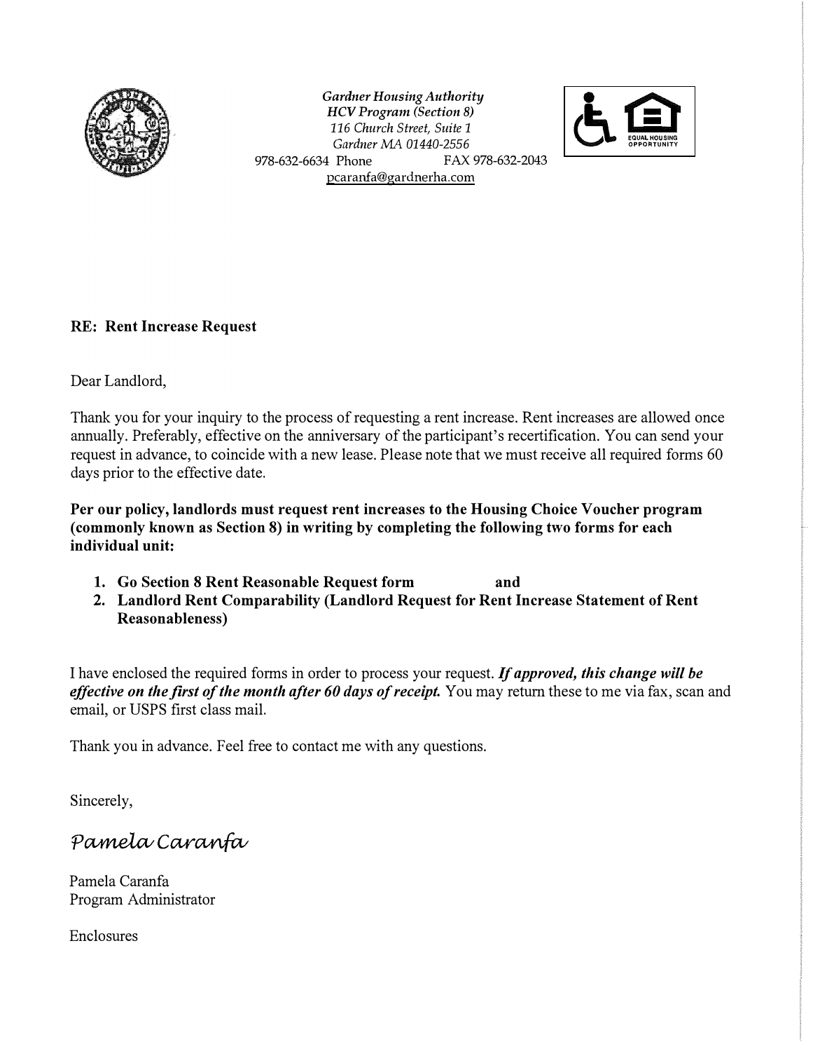*Gardner Housing Authority*
*HCV Program (Section 8)*
*116 Church Street, Suite 1*
*Gardner MA 01440-2556*
978-632-6634 Phone FAX 978-632-2043
pcaranfa@gardnerha.com

**RE: Rent Increase Request**

Dear Landlord,

Thank you for your inquiry to the process of requesting a rent increase. Rent increases are allowed once annually. Preferably, effective on the anniversary of the participant's recertification. You can send your request in advance, to coincide with a new lease. Please note that we must receive all required forms 60 days prior to the effective date.

**Per our policy, landlords must request rent increases to the Housing Choice Voucher program (commonly known as Section 8) in writing by completing the following two forms for each individual unit:**

1. **Go Section 8 Rent Reasonable Request form and**
2. **Landlord Rent Comparability (Landlord Request for Rent Increase Statement of Rent Reasonableness)**

I have enclosed the required forms in order to process your request. ***If approved, this change will be effective on the first of the month after 60 days of receipt.*** You may return these to me via fax, scan and email, or USPS first class mail.

Thank you in advance. Feel free to contact me with any questions.

Sincerely,

*Pamela Caranfa*

Pamela Caranfa
Program Administrator

Enclosures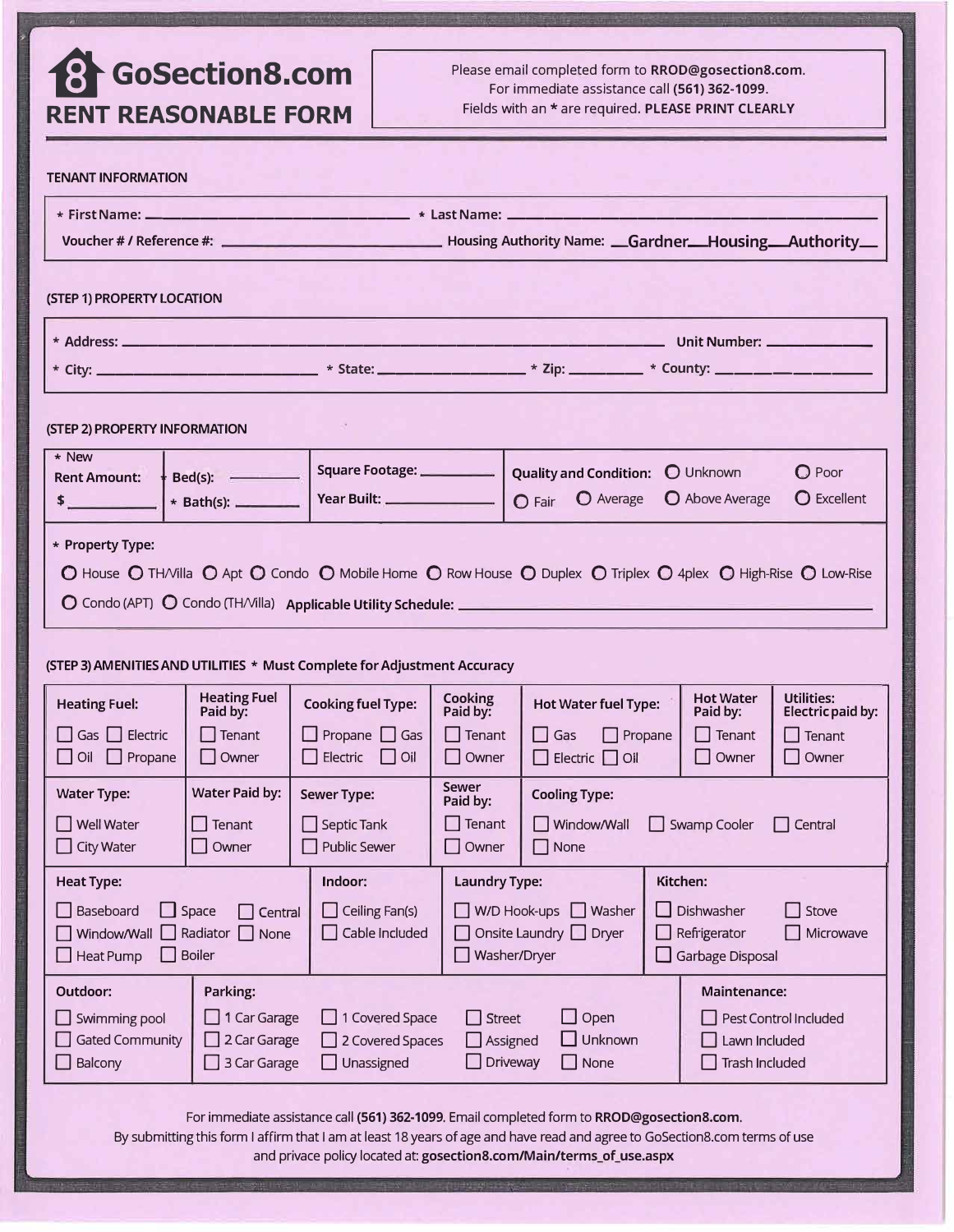# GoSection8.com
## RENT REASONABLE FORM

Please email completed form to **RROD@gosection8.com**.
For immediate assistance call **(561) 362-1099**.
Fields with an * are required. **PLEASE PRINT CLEARLY**

### TENANT INFORMATION

* First Name: ____________________ * Last Name: ____________________

Voucher # / Reference #: ____________________ Housing Authority Name: Gardner Housing Authority

### (STEP 1) PROPERTY LOCATION

* Address: ____________________ Unit Number: __________

* City: __________ * State: __________ * Zip: __________ * County: __________

### (STEP 2) PROPERTY INFORMATION

| * New Rent Amount: $ __________ | * Bed(s): __________ * Bath(s): __________ | Square Footage: __________ Year Built: __________ | Quality and Condition: ○ Unknown ○ Poor ○ Fair ○ Average ○ Above Average ○ Excellent |
|---|---|---|---|

* Property Type:

○ House ○ TH/Villa ○ Apt ○ Condo ○ Mobile Home ○ Row House ○ Duplex ○ Triplex ○ 4plex ○ High-Rise ○ Low-Rise ○ Condo (APT) ○ Condo (TH/Villa) **Applicable Utility Schedule:** ____________________

### (STEP 3) AMENITIES AND UTILITIES * Must Complete for Adjustment Accuracy

| Heating Fuel: | Heating Fuel Paid by: | Cooking fuel Type: | Cooking Paid by: | Hot Water fuel Type: | Hot Water Paid by: | Utilities: Electric paid by: |
|---|---|---|---|---|---|---|
| ☐ Gas ☐ Electric ☐ Oil ☐ Propane | ☐ Tenant ☐ Owner | ☐ Propane ☐ Gas ☐ Electric ☐ Oil | ☐ Tenant ☐ Owner | ☐ Gas ☐ Propane ☐ Electric ☐ Oil | ☐ Tenant ☐ Owner | ☐ Tenant ☐ Owner |

| Water Type: | Water Paid by: | Sewer Type: | Sewer Paid by: | Cooling Type: |
|---|---|---|---|---|
| ☐ Well Water ☐ City Water | ☐ Tenant ☐ Owner | ☐ Septic Tank ☐ Public Sewer | ☐ Tenant ☐ Owner | ☐ Window/Wall ☐ Swamp Cooler ☐ Central ☐ None |

| Heat Type: | Indoor: | Laundry Type: | Kitchen: |
|---|---|---|---|
| ☐ Baseboard ☐ Space ☐ Central ☐ Window/Wall ☐ Radiator ☐ None ☐ Heat Pump ☐ Boiler | ☐ Ceiling Fan(s) ☐ Cable Included | ☐ W/D Hook-ups ☐ Washer ☐ Onsite Laundry ☐ Dryer ☐ Washer/Dryer | ☐ Dishwasher ☐ Stove ☐ Refrigerator ☐ Microwave ☐ Garbage Disposal |

| Outdoor: | Parking: | Maintenance: |
|---|---|---|
| ☐ Swimming pool ☐ Gated Community ☐ Balcony | ☐ 1 Car Garage ☐ 2 Car Garage ☐ 3 Car Garage ☐ 1 Covered Space ☐ 2 Covered Spaces ☐ Unassigned ☐ Street ☐ Assigned ☐ Driveway ☐ Open ☐ Unknown ☐ None | ☐ Pest Control Included ☐ Lawn Included ☐ Trash Included |

For immediate assistance call **(561) 362-1099**. Email completed form to **RROD@gosection8.com**.
By submitting this form I affirm that I am at least 18 years of age and have read and agree to GoSection8.com terms of use and privace policy located at: **gosection8.com/Main/terms_of_use.aspx**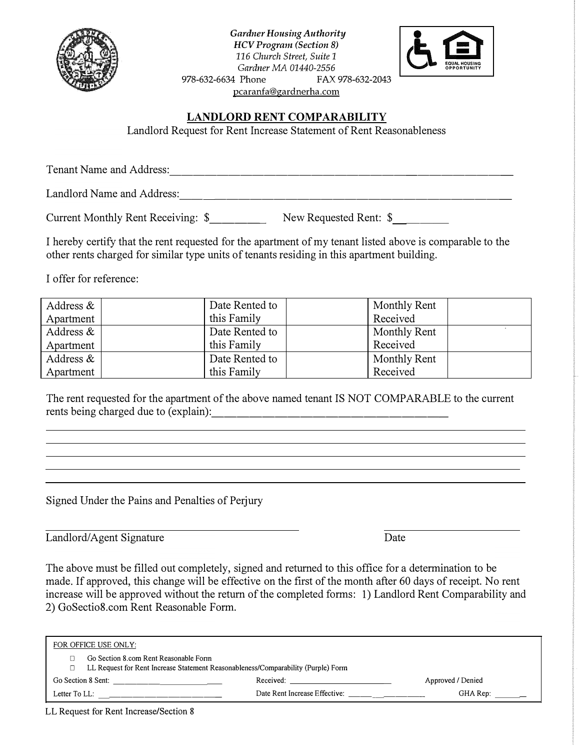*Gardner Housing Authority*
*HCV Program (Section 8)*
*116 Church Street, Suite 1*
*Gardner MA 01440-2556*
978-632-6634 Phone FAX 978-632-2043
pcaranfa@gardnerha.com

EQUAL HOUSING OPPORTUNITY

## LANDLORD RENT COMPARABILITY

Landlord Request for Rent Increase Statement of Rent Reasonableness

Tenant Name and Address:\_\_\_\_\_\_\_\_\_\_\_\_\_\_\_\_\_\_\_\_\_\_\_\_\_\_\_\_\_\_\_\_\_\_\_\_\_\_\_\_\_\_\_\_\_\_\_\_\_\_\_\_\_\_\_\_

Landlord Name and Address:\_\_\_\_\_\_\_\_\_\_\_\_\_\_\_\_\_\_\_\_\_\_\_\_\_\_\_\_\_\_\_\_\_\_\_\_\_\_\_\_\_\_\_\_\_\_\_\_\_\_\_\_\_\_

Current Monthly Rent Receiving: $\_\_\_\_\_\_\_\_\_ New Requested Rent: $\_\_\_\_\_\_\_\_\_

I hereby certify that the rent requested for the apartment of my tenant listed above is comparable to the other rents charged for similar type units of tenants residing in this apartment building.

I offer for reference:

| | | | | | |
|---|---|---|---|---|---|
| Address & Apartment | | Date Rented to this Family | | Monthly Rent Received | |
| Address & Apartment | | Date Rented to this Family | | Monthly Rent Received | |
| Address & Apartment | | Date Rented to this Family | | Monthly Rent Received | |

The rent requested for the apartment of the above named tenant IS NOT COMPARABLE to the current rents being charged due to (explain):\_\_\_\_\_\_\_\_\_\_\_\_\_\_\_\_\_\_\_\_\_\_\_\_\_\_\_\_\_\_\_\_\_\_\_\_\_\_\_\_\_\_

\_\_\_\_\_\_\_\_\_\_\_\_\_\_\_\_\_\_\_\_\_\_\_\_\_\_\_\_\_\_\_\_\_\_\_\_\_\_\_\_\_\_\_\_\_\_\_\_\_\_\_\_\_\_\_\_\_\_\_\_\_\_\_\_\_\_\_\_\_\_\_\_\_\_\_\_\_\_\_\_

\_\_\_\_\_\_\_\_\_\_\_\_\_\_\_\_\_\_\_\_\_\_\_\_\_\_\_\_\_\_\_\_\_\_\_\_\_\_\_\_\_\_\_\_\_\_\_\_\_\_\_\_\_\_\_\_\_\_\_\_\_\_\_\_\_\_\_\_\_\_\_\_\_\_\_\_\_\_\_\_

\_\_\_\_\_\_\_\_\_\_\_\_\_\_\_\_\_\_\_\_\_\_\_\_\_\_\_\_\_\_\_\_\_\_\_\_\_\_\_\_\_\_\_\_\_\_\_\_\_\_\_\_\_\_\_\_\_\_\_\_\_\_\_\_\_\_\_\_\_\_\_\_\_\_\_\_\_\_\_\_

\_\_\_\_\_\_\_\_\_\_\_\_\_\_\_\_\_\_\_\_\_\_\_\_\_\_\_\_\_\_\_\_\_\_\_\_\_\_\_\_\_\_\_\_\_\_\_\_\_\_\_\_\_\_\_\_\_\_\_\_\_\_\_\_\_\_\_\_\_\_\_\_\_\_\_\_\_\_\_\_

\_\_\_\_\_\_\_\_\_\_\_\_\_\_\_\_\_\_\_\_\_\_\_\_\_\_\_\_\_\_\_\_\_\_\_\_\_\_\_\_\_\_\_\_\_\_\_\_\_\_\_\_\_\_\_\_\_\_\_\_\_\_\_\_\_\_\_\_\_\_\_\_\_\_\_\_\_\_\_\_

Signed Under the Pains and Penalties of Perjury

\_\_\_\_\_\_\_\_\_\_\_\_\_\_\_\_\_\_\_\_\_\_\_\_\_\_\_\_\_\_\_\_\_\_\_\_\_\_\_ \_\_\_\_\_\_\_\_\_\_\_\_\_\_\_\_\_\_\_\_

Landlord/Agent Signature Date

The above must be filled out completely, signed and returned to this office for a determination to be made. If approved, this change will be effective on the first of the month after 60 days of receipt. No rent increase will be approved without the return of the completed forms: 1) Landlord Rent Comparability and 2) GoSectio8.com Rent Reasonable Form.

FOR OFFICE USE ONLY:

- ☐ Go Section 8.com Rent Reasonable Form
- ☐ LL Request for Rent Increase Statement Reasonableness/Comparability (Purple) Form

Go Section 8 Sent: \_\_\_\_\_\_\_\_\_\_\_\_\_\_\_ Received: \_\_\_\_\_\_\_\_\_\_\_\_\_\_\_ Approved / Denied

Letter To LL: \_\_\_\_\_\_\_\_\_\_\_\_\_\_\_ Date Rent Increase Effective: \_\_\_\_\_\_\_\_\_\_\_\_\_\_\_ GHA Rep: \_\_\_\_\_\_

LL Request for Rent Increase/Section 8